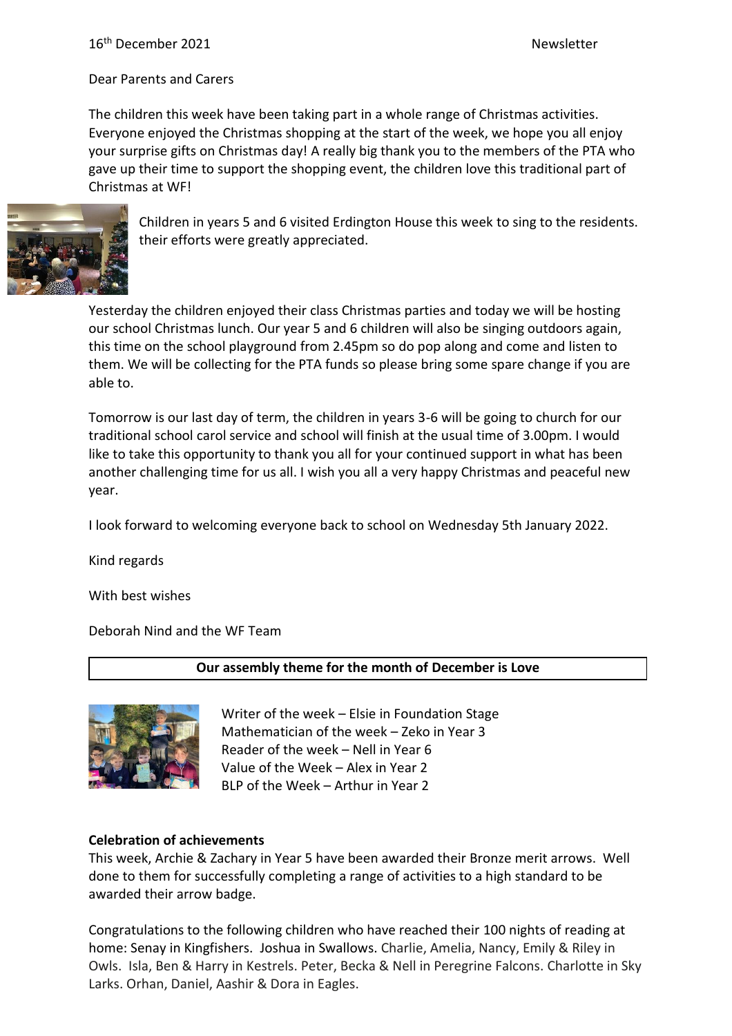16th December 2021 Newsletter

Dear Parents and Carers

The children this week have been taking part in a whole range of Christmas activities. Everyone enjoyed the Christmas shopping at the start of the week, we hope you all enjoy your surprise gifts on Christmas day! A really big thank you to the members of the PTA who gave up their time to support the shopping event, the children love this traditional part of Christmas at WF!

Children in years 5 and 6 visited Erdington House this week to sing to the residents. their efforts were greatly appreciated.

Yesterday the children enjoyed their class Christmas parties and today we will be hosting our school Christmas lunch. Our year 5 and 6 children will also be singing outdoors again, this time on the school playground from 2.45pm so do pop along and come and listen to them. We will be collecting for the PTA funds so please bring some spare change if you are able to.

Tomorrow is our last day of term, the children in years 3-6 will be going to church for our traditional school carol service and school will finish at the usual time of 3.00pm. I would like to take this opportunity to thank you all for your continued support in what has been another challenging time for us all. I wish you all a very happy Christmas and peaceful new year.

I look forward to welcoming everyone back to school on Wednesday 5th January 2022.

Kind regards

With best wishes

Deborah Nind and the WF Team

**Our assembly theme for the month of December is Love**

Writer of the week – Elsie in Foundation Stage
Mathematician of the week – Zeko in Year 3
Reader of the week – Nell in Year 6
Value of the Week – Alex in Year 2
BLP of the Week – Arthur in Year 2

**Celebration of achievements**

This week, Archie & Zachary in Year 5 have been awarded their Bronze merit arrows. Well done to them for successfully completing a range of activities to a high standard to be awarded their arrow badge.

Congratulations to the following children who have reached their 100 nights of reading at home: Senay in Kingfishers. Joshua in Swallows. Charlie, Amelia, Nancy, Emily & Riley in Owls. Isla, Ben & Harry in Kestrels. Peter, Becka & Nell in Peregrine Falcons. Charlotte in Sky Larks. Orhan, Daniel, Aashir & Dora in Eagles.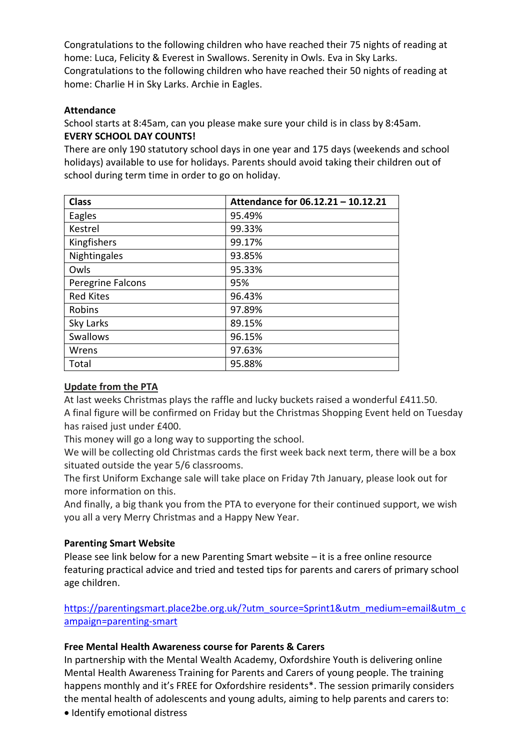Congratulations to the following children who have reached their 75 nights of reading at home: Luca, Felicity & Everest in Swallows. Serenity in Owls. Eva in Sky Larks.
Congratulations to the following children who have reached their 50 nights of reading at home: Charlie H in Sky Larks. Archie in Eagles.

**Attendance**

School starts at 8:45am, can you please make sure your child is in class by 8:45am.
**EVERY SCHOOL DAY COUNTS!**
There are only 190 statutory school days in one year and 175 days (weekends and school holidays) available to use for holidays. Parents should avoid taking their children out of school during term time in order to go on holiday.

| Class | Attendance for 06.12.21 – 10.12.21 |
|---|---|
| Eagles | 95.49% |
| Kestrel | 99.33% |
| Kingfishers | 99.17% |
| Nightingales | 93.85% |
| Owls | 95.33% |
| Peregrine Falcons | 95% |
| Red Kites | 96.43% |
| Robins | 97.89% |
| Sky Larks | 89.15% |
| Swallows | 96.15% |
| Wrens | 97.63% |
| Total | 95.88% |

**Update from the PTA**

At last weeks Christmas plays the raffle and lucky buckets raised a wonderful £411.50.
A final figure will be confirmed on Friday but the Christmas Shopping Event held on Tuesday has raised just under £400.
This money will go a long way to supporting the school.
We will be collecting old Christmas cards the first week back next term, there will be a box situated outside the year 5/6 classrooms.
The first Uniform Exchange sale will take place on Friday 7th January, please look out for more information on this.
And finally, a big thank you from the PTA to everyone for their continued support, we wish you all a very Merry Christmas and a Happy New Year.

**Parenting Smart Website**

Please see link below for a new Parenting Smart website – it is a free online resource featuring practical advice and tried and tested tips for parents and carers of primary school age children.

https://parentingsmart.place2be.org.uk/?utm_source=Sprint1&utm_medium=email&utm_campaign=parenting-smart

**Free Mental Health Awareness course for Parents & Carers**

In partnership with the Mental Wealth Academy, Oxfordshire Youth is delivering online Mental Health Awareness Training for Parents and Carers of young people. The training happens monthly and it's FREE for Oxfordshire residents*. The session primarily considers the mental health of adolescents and young adults, aiming to help parents and carers to:

- Identify emotional distress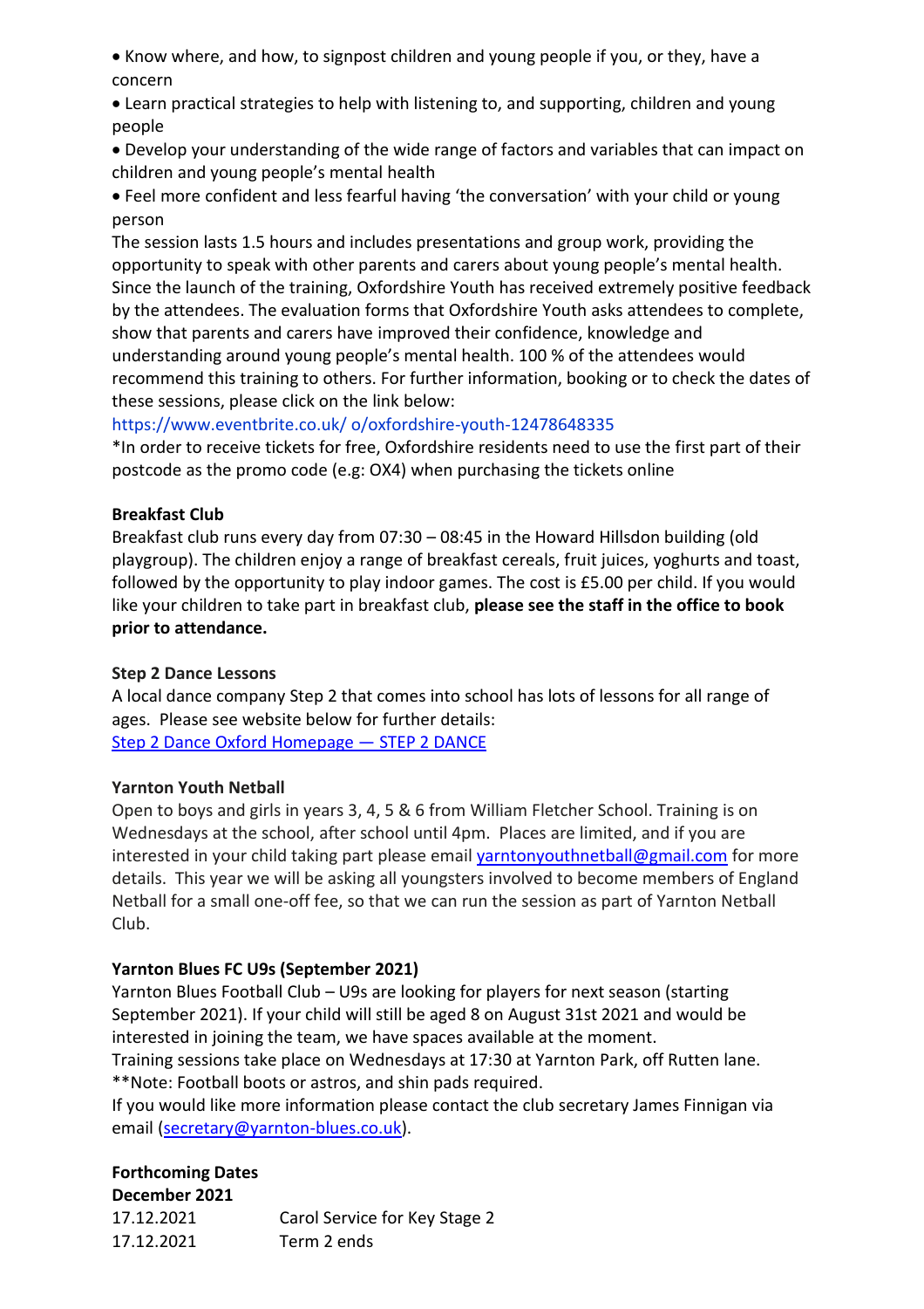- Know where, and how, to signpost children and young people if you, or they, have a concern
- Learn practical strategies to help with listening to, and supporting, children and young people
- Develop your understanding of the wide range of factors and variables that can impact on children and young people's mental health
- Feel more confident and less fearful having 'the conversation' with your child or young person

The session lasts 1.5 hours and includes presentations and group work, providing the opportunity to speak with other parents and carers about young people's mental health. Since the launch of the training, Oxfordshire Youth has received extremely positive feedback by the attendees. The evaluation forms that Oxfordshire Youth asks attendees to complete, show that parents and carers have improved their confidence, knowledge and understanding around young people's mental health. 100 % of the attendees would recommend this training to others. For further information, booking or to check the dates of these sessions, please click on the link below:

https://www.eventbrite.co.uk/ o/oxfordshire-youth-12478648335

*In order to receive tickets for free, Oxfordshire residents need to use the first part of their postcode as the promo code (e.g: OX4) when purchasing the tickets online

**Breakfast Club**

Breakfast club runs every day from 07:30 – 08:45 in the Howard Hillsdon building (old playgroup). The children enjoy a range of breakfast cereals, fruit juices, yoghurts and toast, followed by the opportunity to play indoor games. The cost is £5.00 per child. If you would like your children to take part in breakfast club, **please see the staff in the office to book prior to attendance.**

**Step 2 Dance Lessons**

A local dance company Step 2 that comes into school has lots of lessons for all range of ages. Please see website below for further details:

Step 2 Dance Oxford Homepage — STEP 2 DANCE

**Yarnton Youth Netball**

Open to boys and girls in years 3, 4, 5 & 6 from William Fletcher School. Training is on Wednesdays at the school, after school until 4pm. Places are limited, and if you are interested in your child taking part please email yarntonyouthnetball@gmail.com for more details. This year we will be asking all youngsters involved to become members of England Netball for a small one-off fee, so that we can run the session as part of Yarnton Netball Club.

**Yarnton Blues FC U9s (September 2021)**

Yarnton Blues Football Club – U9s are looking for players for next season (starting September 2021). If your child will still be aged 8 on August 31st 2021 and would be interested in joining the team, we have spaces available at the moment.

Training sessions take place on Wednesdays at 17:30 at Yarnton Park, off Rutten lane.

**Note: Football boots or astros, and shin pads required.

If you would like more information please contact the club secretary James Finnigan via email (secretary@yarnton-blues.co.uk).

**Forthcoming Dates**

**December 2021**

| | |
|---|---|
| 17.12.2021 | Carol Service for Key Stage 2 |
| 17.12.2021 | Term 2 ends |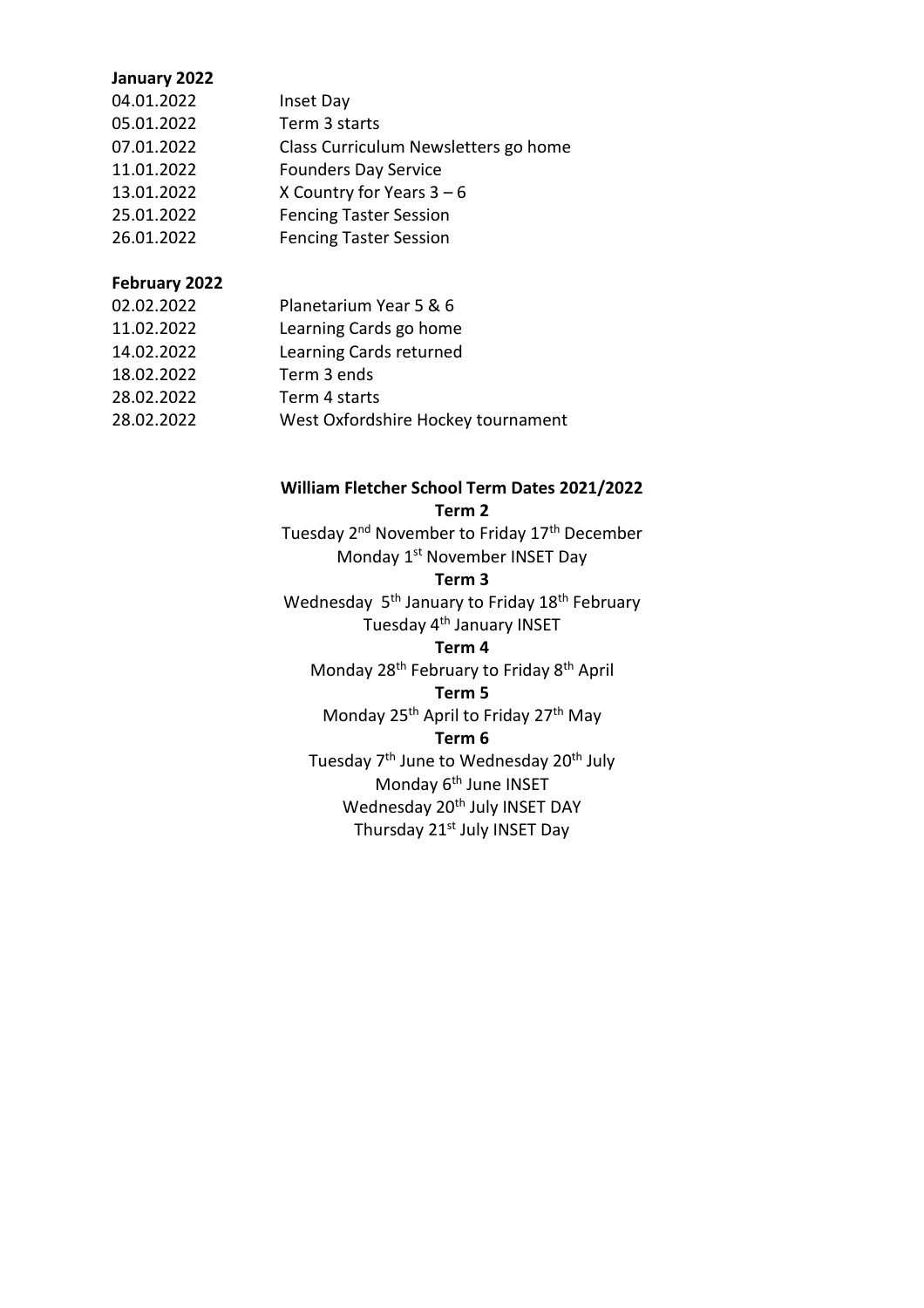**January 2022**

| | |
|---|---|
| 04.01.2022 | Inset Day |
| 05.01.2022 | Term 3 starts |
| 07.01.2022 | Class Curriculum Newsletters go home |
| 11.01.2022 | Founders Day Service |
| 13.01.2022 | X Country for Years 3 – 6 |
| 25.01.2022 | Fencing Taster Session |
| 26.01.2022 | Fencing Taster Session |

**February 2022**

| | |
|---|---|
| 02.02.2022 | Planetarium Year 5 & 6 |
| 11.02.2022 | Learning Cards go home |
| 14.02.2022 | Learning Cards returned |
| 18.02.2022 | Term 3 ends |
| 28.02.2022 | Term 4 starts |
| 28.02.2022 | West Oxfordshire Hockey tournament |

**William Fletcher School Term Dates 2021/2022**

**Term 2**

Tuesday 2nd November to Friday 17th December

Monday 1st November INSET Day

**Term 3**

Wednesday 5th January to Friday 18th February

Tuesday 4th January INSET

**Term 4**

Monday 28th February to Friday 8th April

**Term 5**

Monday 25th April to Friday 27th May

**Term 6**

Tuesday 7th June to Wednesday 20th July

Monday 6th June INSET

Wednesday 20th July INSET DAY

Thursday 21st July INSET Day